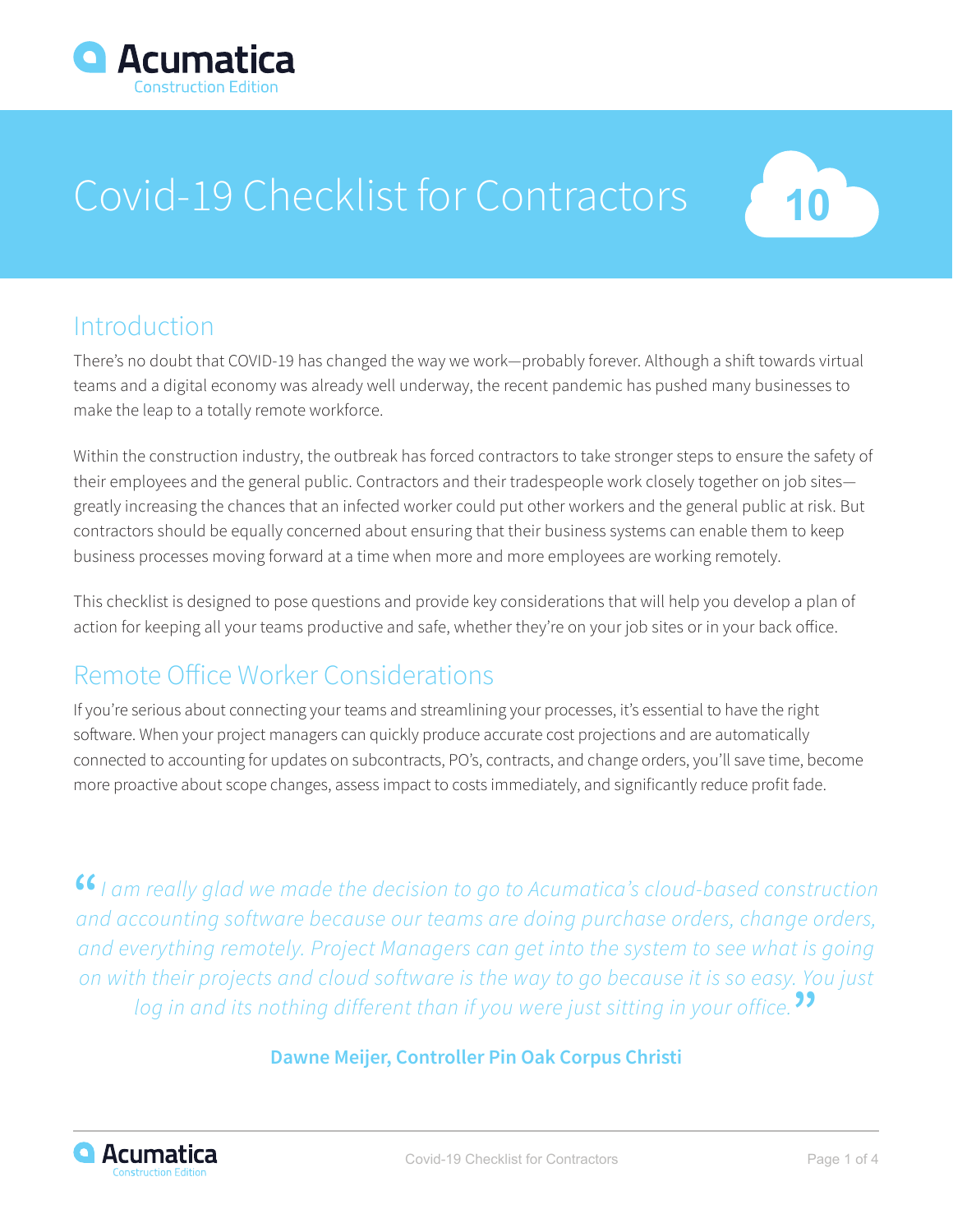Acumatica
Construction Edition

# Covid-19 Checklist for Contractors

10

## Introduction

There's no doubt that COVID-19 has changed the way we work—probably forever. Although a shift towards virtual teams and a digital economy was already well underway, the recent pandemic has pushed many businesses to make the leap to a totally remote workforce.

Within the construction industry, the outbreak has forced contractors to take stronger steps to ensure the safety of their employees and the general public. Contractors and their tradespeople work closely together on job sites—greatly increasing the chances that an infected worker could put other workers and the general public at risk. But contractors should be equally concerned about ensuring that their business systems can enable them to keep business processes moving forward at a time when more and more employees are working remotely.

This checklist is designed to pose questions and provide key considerations that will help you develop a plan of action for keeping all your teams productive and safe, whether they're on your job sites or in your back office.

## Remote Office Worker Considerations

If you're serious about connecting your teams and streamlining your processes, it's essential to have the right software. When your project managers can quickly produce accurate cost projections and are automatically connected to accounting for updates on subcontracts, PO's, contracts, and change orders, you'll save time, become more proactive about scope changes, assess impact to costs immediately, and significantly reduce profit fade.

> *"I am really glad we made the decision to go to Acumatica's cloud-based construction and accounting software because our teams are doing purchase orders, change orders, and everything remotely. Project Managers can get into the system to see what is going on with their projects and cloud software is the way to go because it is so easy. You just log in and its nothing different than if you were just sitting in your office."*

**Dawne Meijer, Controller Pin Oak Corpus Christi**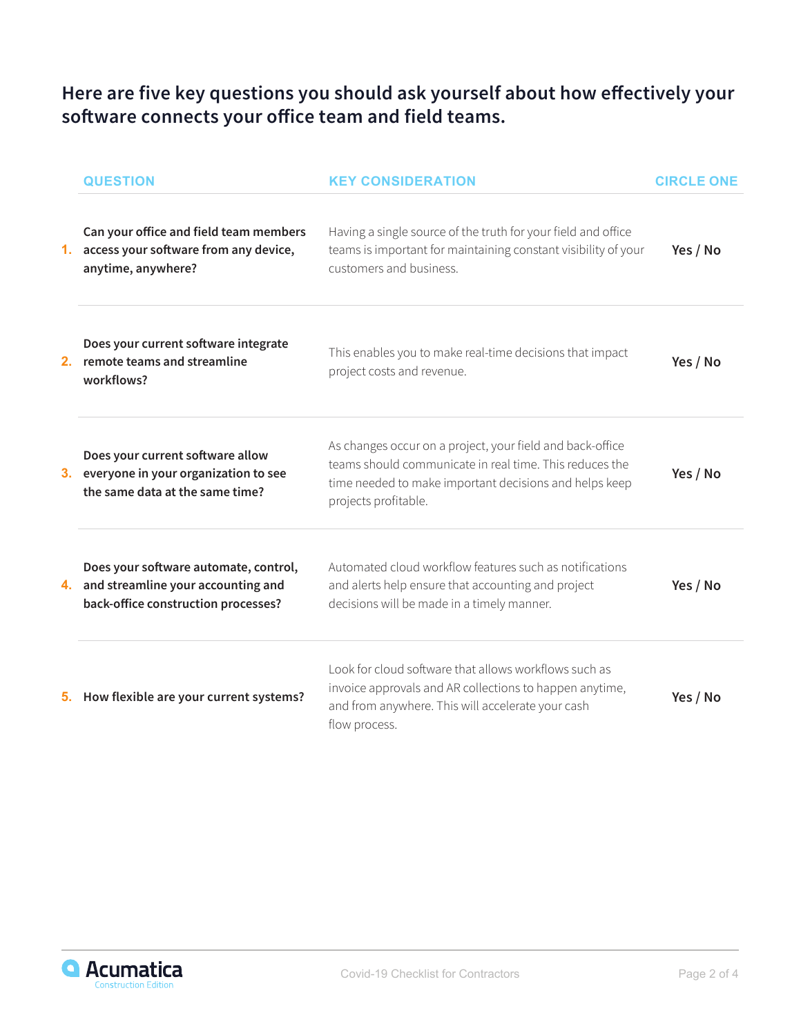## Here are five key questions you should ask yourself about how effectively your software connects your office team and field teams.

| | QUESTION | KEY CONSIDERATION | CIRCLE ONE |
|---|---|---|---|
| 1. | **Can your office and field team members access your software from any device, anytime, anywhere?** | Having a single source of the truth for your field and office teams is important for maintaining constant visibility of your customers and business. | **Yes / No** |
| 2. | **Does your current software integrate remote teams and streamline workflows?** | This enables you to make real-time decisions that impact project costs and revenue. | **Yes / No** |
| 3. | **Does your current software allow everyone in your organization to see the same data at the same time?** | As changes occur on a project, your field and back-office teams should communicate in real time. This reduces the time needed to make important decisions and helps keep projects profitable. | **Yes / No** |
| 4. | **Does your software automate, control, and streamline your accounting and back-office construction processes?** | Automated cloud workflow features such as notifications and alerts help ensure that accounting and project decisions will be made in a timely manner. | **Yes / No** |
| 5. | **How flexible are your current systems?** | Look for cloud software that allows workflows such as invoice approvals and AR collections to happen anytime, and from anywhere. This will accelerate your cash flow process. | **Yes / No** |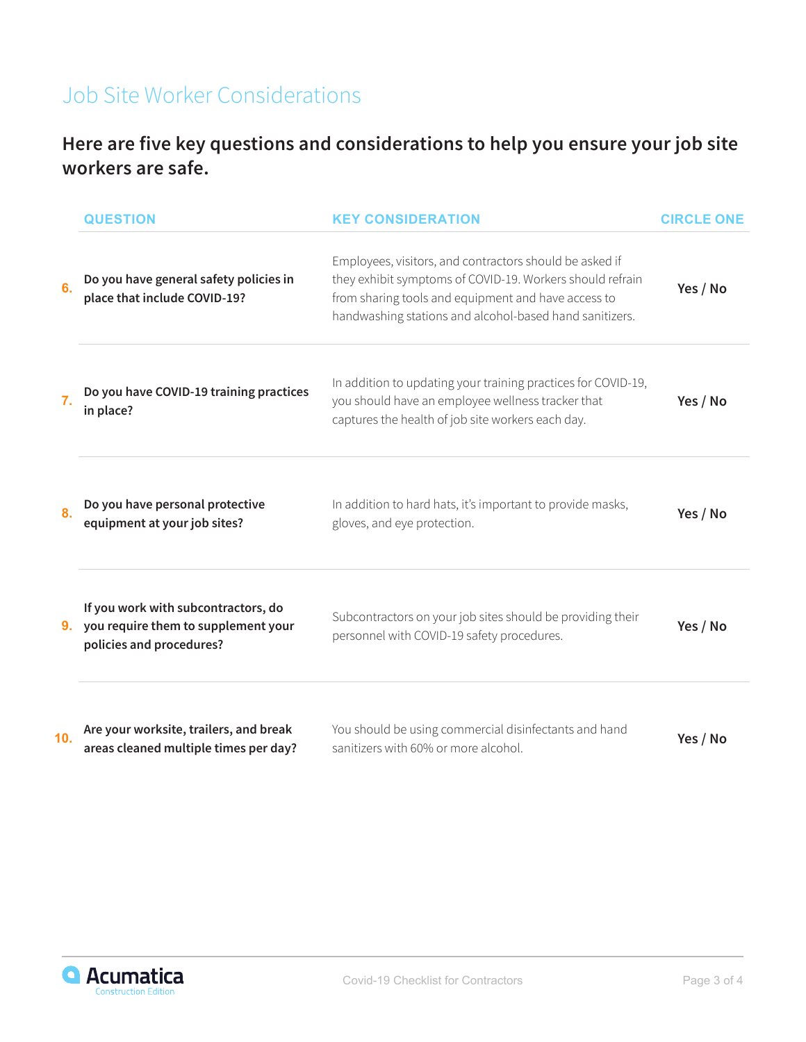# Job Site Worker Considerations

**Here are five key questions and considerations to help you ensure your job site workers are safe.**

| | QUESTION | KEY CONSIDERATION | CIRCLE ONE |
|---|---|---|---|
| 6. | **Do you have general safety policies in place that include COVID-19?** | Employees, visitors, and contractors should be asked if they exhibit symptoms of COVID-19. Workers should refrain from sharing tools and equipment and have access to handwashing stations and alcohol-based hand sanitizers. | **Yes / No** |
| 7. | **Do you have COVID-19 training practices in place?** | In addition to updating your training practices for COVID-19, you should have an employee wellness tracker that captures the health of job site workers each day. | **Yes / No** |
| 8. | **Do you have personal protective equipment at your job sites?** | In addition to hard hats, it's important to provide masks, gloves, and eye protection. | **Yes / No** |
| 9. | **If you work with subcontractors, do you require them to supplement your policies and procedures?** | Subcontractors on your job sites should be providing their personnel with COVID-19 safety procedures. | **Yes / No** |
| 10. | **Are your worksite, trailers, and break areas cleaned multiple times per day?** | You should be using commercial disinfectants and hand sanitizers with 60% or more alcohol. | **Yes / No** |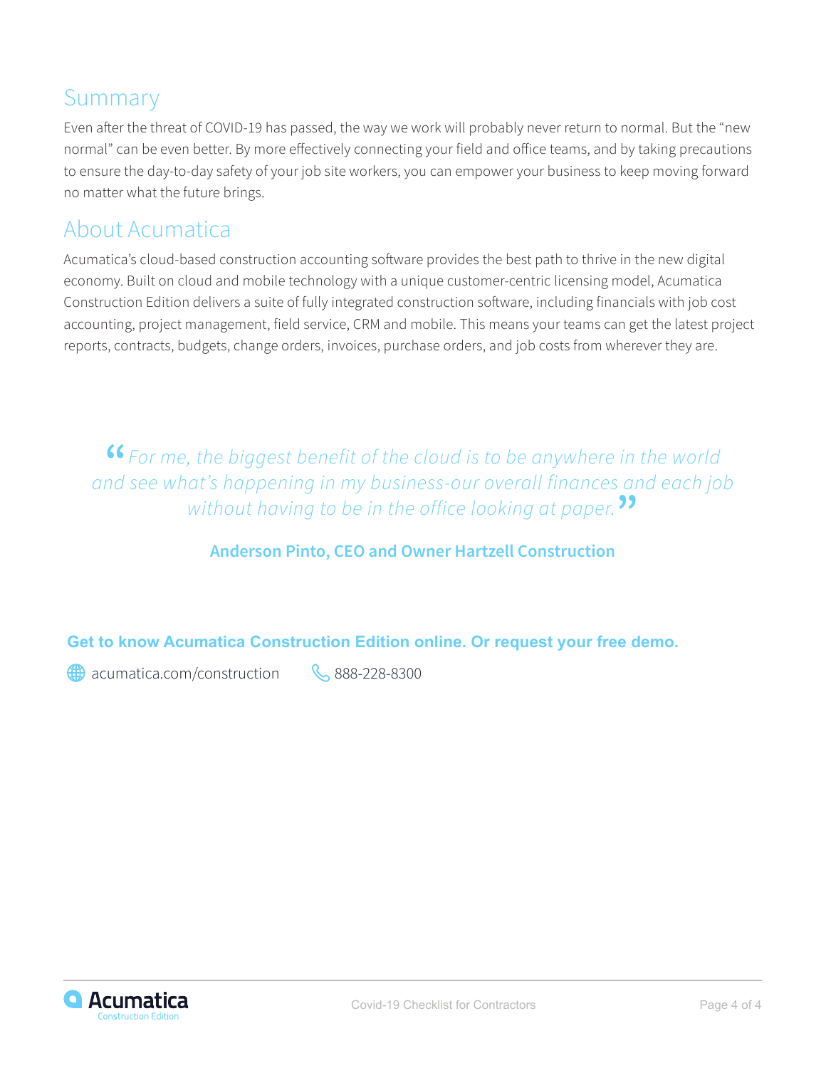## Summary

Even after the threat of COVID-19 has passed, the way we work will probably never return to normal. But the "new normal" can be even better. By more effectively connecting your field and office teams, and by taking precautions to ensure the day-to-day safety of your job site workers, you can empower your business to keep moving forward no matter what the future brings.

## About Acumatica

Acumatica's cloud-based construction accounting software provides the best path to thrive in the new digital economy. Built on cloud and mobile technology with a unique customer-centric licensing model, Acumatica Construction Edition delivers a suite of fully integrated construction software, including financials with job cost accounting, project management, field service, CRM and mobile. This means your teams can get the latest project reports, contracts, budgets, change orders, invoices, purchase orders, and job costs from wherever they are.

> *"For me, the biggest benefit of the cloud is to be anywhere in the world and see what's happening in my business-our overall finances and each job without having to be in the office looking at paper."*
>
> **Anderson Pinto, CEO and Owner Hartzell Construction**

**Get to know Acumatica Construction Edition online. Or request your free demo.**

acumatica.com/construction    888-228-8300